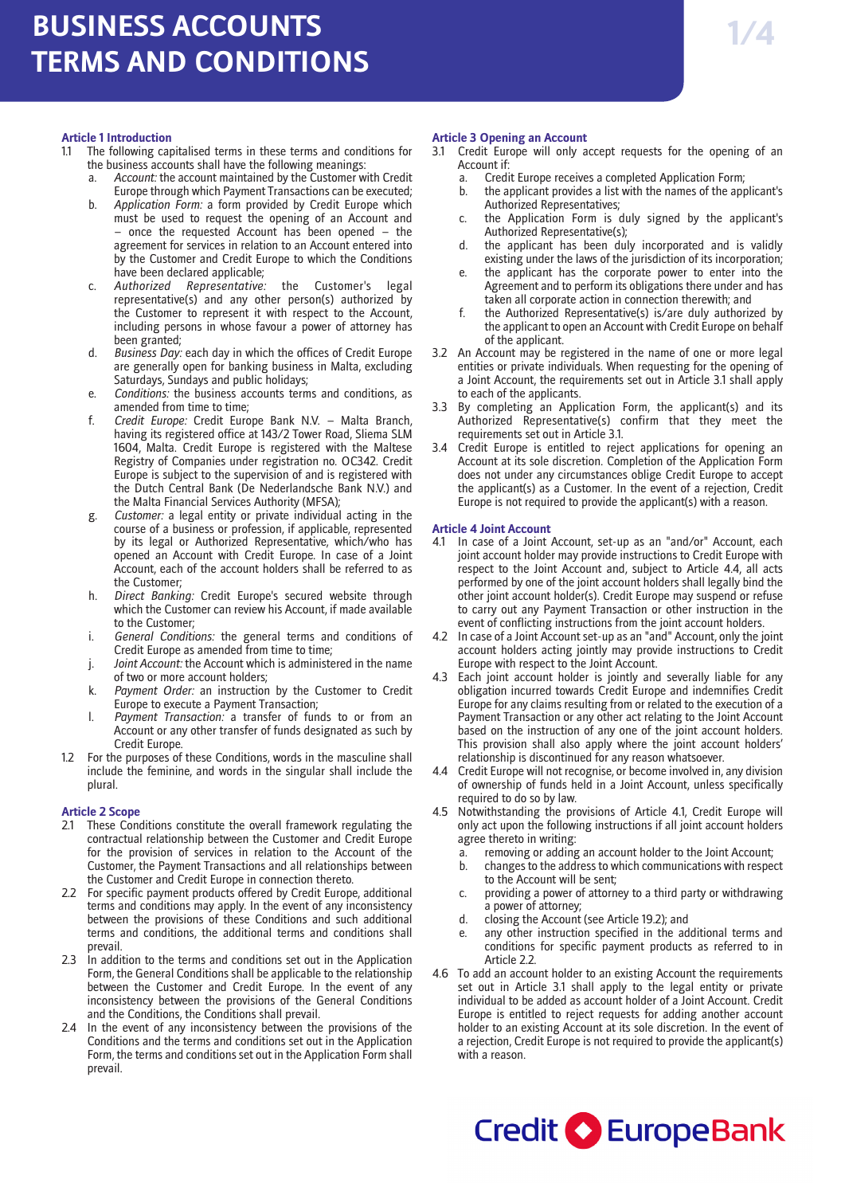# BUSINESS ACCOUNTS TERMS AND CONDITIONS

### Article 1 Introduction

1.1 The following capitalised terms in these terms and conditions for the business accounts shall have the following meanings:

a. *Account:* the account maintained by the Customer with Credit Europe through which Payment Transactions can be executed;

b. *Application Form:* a form provided by Credit Europe which must be used to request the opening of an Account and – once the requested Account has been opened – the agreement for services in relation to an Account entered into by the Customer and Credit Europe to which the Conditions have been declared applicable;

c. *Authorized Representative:* the Customer's legal representative(s) and any other person(s) authorized by the Customer to represent it with respect to the Account, including persons in whose favour a power of attorney has been granted;

d. *Business Day:* each day in which the offices of Credit Europe are generally open for banking business in Malta, excluding Saturdays, Sundays and public holidays;

e. *Conditions:* the business accounts terms and conditions, as amended from time to time;

f. *Credit Europe:* Credit Europe Bank N.V. – Malta Branch, having its registered office at 143/2 Tower Road, Sliema SLM 1604, Malta. Credit Europe is registered with the Maltese Registry of Companies under registration no. OC342. Credit Europe is subject to the supervision of and is registered with the Dutch Central Bank (De Nederlandsche Bank N.V.) and the Malta Financial Services Authority (MFSA);

g. *Customer:* a legal entity or private individual acting in the course of a business or profession, if applicable, represented by its legal or Authorized Representative, which/who has opened an Account with Credit Europe. In case of a Joint Account, each of the account holders shall be referred to as the Customer;

h. *Direct Banking:* Credit Europe's secured website through which the Customer can review his Account, if made available to the Customer;

i. *General Conditions:* the general terms and conditions of Credit Europe as amended from time to time;

j. *Joint Account:* the Account which is administered in the name of two or more account holders;

k. *Payment Order:* an instruction by the Customer to Credit Europe to execute a Payment Transaction;

l. *Payment Transaction:* a transfer of funds to or from an Account or any other transfer of funds designated as such by Credit Europe.

1.2 For the purposes of these Conditions, words in the masculine shall include the feminine, and words in the singular shall include the plural.

### Article 2 Scope

2.1 These Conditions constitute the overall framework regulating the contractual relationship between the Customer and Credit Europe for the provision of services in relation to the Account of the Customer, the Payment Transactions and all relationships between the Customer and Credit Europe in connection thereto.

2.2 For specific payment products offered by Credit Europe, additional terms and conditions may apply. In the event of any inconsistency between the provisions of these Conditions and such additional terms and conditions, the additional terms and conditions shall prevail.

2.3 In addition to the terms and conditions set out in the Application Form, the General Conditions shall be applicable to the relationship between the Customer and Credit Europe. In the event of any inconsistency between the provisions of the General Conditions and the Conditions, the Conditions shall prevail.

2.4 In the event of any inconsistency between the provisions of the Conditions and the terms and conditions set out in the Application Form, the terms and conditions set out in the Application Form shall prevail.

### Article 3 Opening an Account

3.1 Credit Europe will only accept requests for the opening of an Account if:

a. Credit Europe receives a completed Application Form;

b. the applicant provides a list with the names of the applicant's Authorized Representatives;

c. the Application Form is duly signed by the applicant's Authorized Representative(s);

d. the applicant has been duly incorporated and is validly existing under the laws of the jurisdiction of its incorporation;

e. the applicant has the corporate power to enter into the Agreement and to perform its obligations there under and has taken all corporate action in connection therewith; and

f. the Authorized Representative(s) is/are duly authorized by the applicant to open an Account with Credit Europe on behalf of the applicant.

3.2 An Account may be registered in the name of one or more legal entities or private individuals. When requesting for the opening of a Joint Account, the requirements set out in Article 3.1 shall apply to each of the applicants.

3.3 By completing an Application Form, the applicant(s) and its Authorized Representative(s) confirm that they meet the requirements set out in Article 3.1.

3.4 Credit Europe is entitled to reject applications for opening an Account at its sole discretion. Completion of the Application Form does not under any circumstances oblige Credit Europe to accept the applicant(s) as a Customer. In the event of a rejection, Credit Europe is not required to provide the applicant(s) with a reason.

### Article 4 Joint Account

4.1 In case of a Joint Account, set-up as an "and/or" Account, each joint account holder may provide instructions to Credit Europe with respect to the Joint Account and, subject to Article 4.4, all acts performed by one of the joint account holders shall legally bind the other joint account holder(s). Credit Europe may suspend or refuse to carry out any Payment Transaction or other instruction in the event of conflicting instructions from the joint account holders.

4.2 In case of a Joint Account set-up as an "and" Account, only the joint account holders acting jointly may provide instructions to Credit Europe with respect to the Joint Account.

4.3 Each joint account holder is jointly and severally liable for any obligation incurred towards Credit Europe and indemnifies Credit Europe for any claims resulting from or related to the execution of a Payment Transaction or any other act relating to the Joint Account based on the instruction of any one of the joint account holders. This provision shall also apply where the joint account holders' relationship is discontinued for any reason whatsoever.

4.4 Credit Europe will not recognise, or become involved in, any division of ownership of funds held in a Joint Account, unless specifically required to do so by law.

4.5 Notwithstanding the provisions of Article 4.1, Credit Europe will only act upon the following instructions if all joint account holders agree thereto in writing:

a. removing or adding an account holder to the Joint Account;

b. changes to the address to which communications with respect to the Account will be sent;

c. providing a power of attorney to a third party or withdrawing a power of attorney;

d. closing the Account (see Article 19.2); and

e. any other instruction specified in the additional terms and conditions for specific payment products as referred to in Article 2.2.

4.6 To add an account holder to an existing Account the requirements set out in Article 3.1 shall apply to the legal entity or private individual to be added as account holder of a Joint Account. Credit Europe is entitled to reject requests for adding another account holder to an existing Account at its sole discretion. In the event of a rejection, Credit Europe is not required to provide the applicant(s) with a reason.

Credit Europe Bank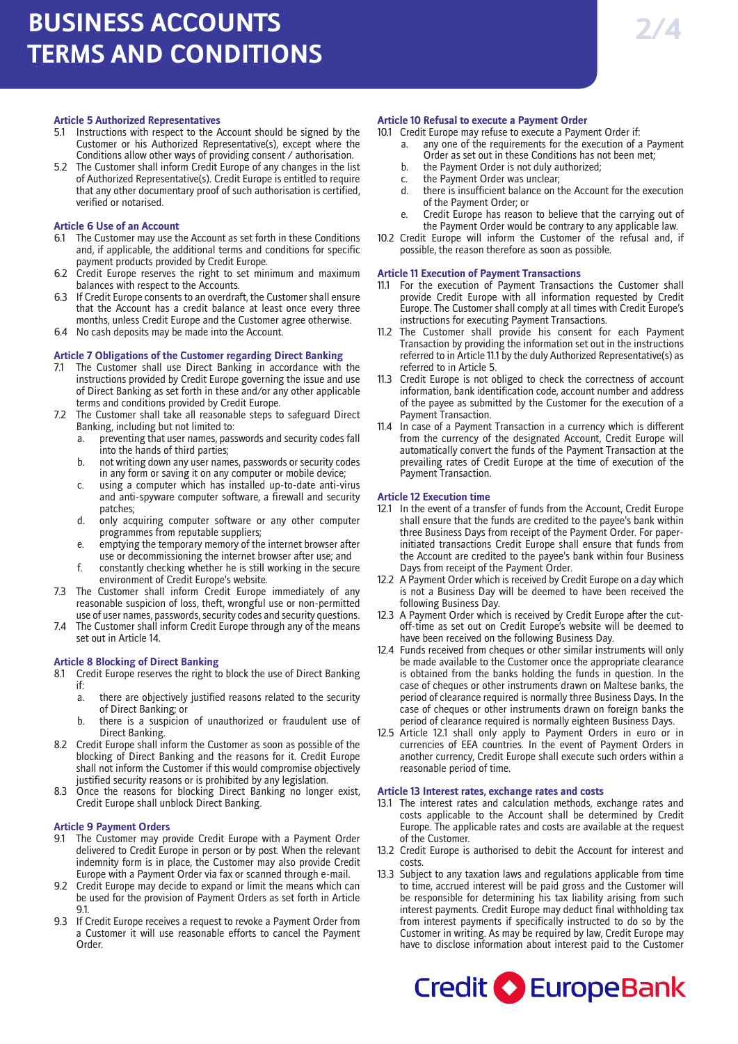## Article 5 Authorized Representatives

5.1 Instructions with respect to the Account should be signed by the Customer or his Authorized Representative(s), except where the Conditions allow other ways of providing consent / authorisation.

5.2 The Customer shall inform Credit Europe of any changes in the list of Authorized Representative(s). Credit Europe is entitled to require that any other documentary proof of such authorisation is certified, verified or notarised.

## Article 6 Use of an Account

6.1 The Customer may use the Account as set forth in these Conditions and, if applicable, the additional terms and conditions for specific payment products provided by Credit Europe.

6.2 Credit Europe reserves the right to set minimum and maximum balances with respect to the Accounts.

6.3 If Credit Europe consents to an overdraft, the Customer shall ensure that the Account has a credit balance at least once every three months, unless Credit Europe and the Customer agree otherwise.

6.4 No cash deposits may be made into the Account.

## Article 7 Obligations of the Customer regarding Direct Banking

7.1 The Customer shall use Direct Banking in accordance with the instructions provided by Credit Europe governing the issue and use of Direct Banking as set forth in these and/or any other applicable terms and conditions provided by Credit Europe.

7.2 The Customer shall take all reasonable steps to safeguard Direct Banking, including but not limited to:

a. preventing that user names, passwords and security codes fall into the hands of third parties;
b. not writing down any user names, passwords or security codes in any form or saving it on any computer or mobile device;
c. using a computer which has installed up-to-date anti-virus and anti-spyware computer software, a firewall and security patches;
d. only acquiring computer software or any other computer programmes from reputable suppliers;
e. emptying the temporary memory of the internet browser after use or decommissioning the internet browser after use; and
f. constantly checking whether he is still working in the secure environment of Credit Europe's website.

7.3 The Customer shall inform Credit Europe immediately of any reasonable suspicion of loss, theft, wrongful use or non-permitted use of user names, passwords, security codes and security questions.

7.4 The Customer shall inform Credit Europe through any of the means set out in Article 14.

## Article 8 Blocking of Direct Banking

8.1 Credit Europe reserves the right to block the use of Direct Banking if:

a. there are objectively justified reasons related to the security of Direct Banking; or
b. there is a suspicion of unauthorized or fraudulent use of Direct Banking.

8.2 Credit Europe shall inform the Customer as soon as possible of the blocking of Direct Banking and the reasons for it. Credit Europe shall not inform the Customer if this would compromise objectively justified security reasons or is prohibited by any legislation.

8.3 Once the reasons for blocking Direct Banking no longer exist, Credit Europe shall unblock Direct Banking.

## Article 9 Payment Orders

9.1 The Customer may provide Credit Europe with a Payment Order delivered to Credit Europe in person or by post. When the relevant indemnity form is in place, the Customer may also provide Credit Europe with a Payment Order via fax or scanned through e-mail.

9.2 Credit Europe may decide to expand or limit the means which can be used for the provision of Payment Orders as set forth in Article 9.1.

9.3 If Credit Europe receives a request to revoke a Payment Order from a Customer it will use reasonable efforts to cancel the Payment Order.

## Article 10 Refusal to execute a Payment Order

10.1 Credit Europe may refuse to execute a Payment Order if:

a. any one of the requirements for the execution of a Payment Order as set out in these Conditions has not been met;
b. the Payment Order is not duly authorized;
c. the Payment Order was unclear;
d. there is insufficient balance on the Account for the execution of the Payment Order; or
e. Credit Europe has reason to believe that the carrying out of the Payment Order would be contrary to any applicable law.

10.2 Credit Europe will inform the Customer of the refusal and, if possible, the reason therefore as soon as possible.

## Article 11 Execution of Payment Transactions

11.1 For the execution of Payment Transactions the Customer shall provide Credit Europe with all information requested by Credit Europe. The Customer shall comply at all times with Credit Europe's instructions for executing Payment Transactions.

11.2 The Customer shall provide his consent for each Payment Transaction by providing the information set out in the instructions referred to in Article 11.1 by the duly Authorized Representative(s) as referred to in Article 5.

11.3 Credit Europe is not obliged to check the correctness of account information, bank identification code, account number and address of the payee as submitted by the Customer for the execution of a Payment Transaction.

11.4 In case of a Payment Transaction in a currency which is different from the currency of the designated Account, Credit Europe will automatically convert the funds of the Payment Transaction at the prevailing rates of Credit Europe at the time of execution of the Payment Transaction.

## Article 12 Execution time

12.1 In the event of a transfer of funds from the Account, Credit Europe shall ensure that the funds are credited to the payee's bank within three Business Days from receipt of the Payment Order. For paper-initiated transactions Credit Europe shall ensure that funds from the Account are credited to the payee's bank within four Business Days from receipt of the Payment Order.

12.2 A Payment Order which is received by Credit Europe on a day which is not a Business Day will be deemed to have been received the following Business Day.

12.3 A Payment Order which is received by Credit Europe after the cut-off-time as set out on Credit Europe's website will be deemed to have been received on the following Business Day.

12.4 Funds received from cheques or other similar instruments will only be made available to the Customer once the appropriate clearance is obtained from the banks holding the funds in question. In the case of cheques or other instruments drawn on Maltese banks, the period of clearance required is normally three Business Days. In the case of cheques or other instruments drawn on foreign banks the period of clearance required is normally eighteen Business Days.

12.5 Article 12.1 shall only apply to Payment Orders in euro or in currencies of EEA countries. In the event of Payment Orders in another currency, Credit Europe shall execute such orders within a reasonable period of time.

## Article 13 Interest rates, exchange rates and costs

13.1 The interest rates and calculation methods, exchange rates and costs applicable to the Account shall be determined by Credit Europe. The applicable rates and costs are available at the request of the Customer.

13.2 Credit Europe is authorised to debit the Account for interest and costs.

13.3 Subject to any taxation laws and regulations applicable from time to time, accrued interest will be paid gross and the Customer will be responsible for determining his tax liability arising from such interest payments. Credit Europe may deduct final withholding tax from interest payments if specifically instructed to do so by the Customer in writing. As may be required by law, Credit Europe may have to disclose information about interest paid to the Customer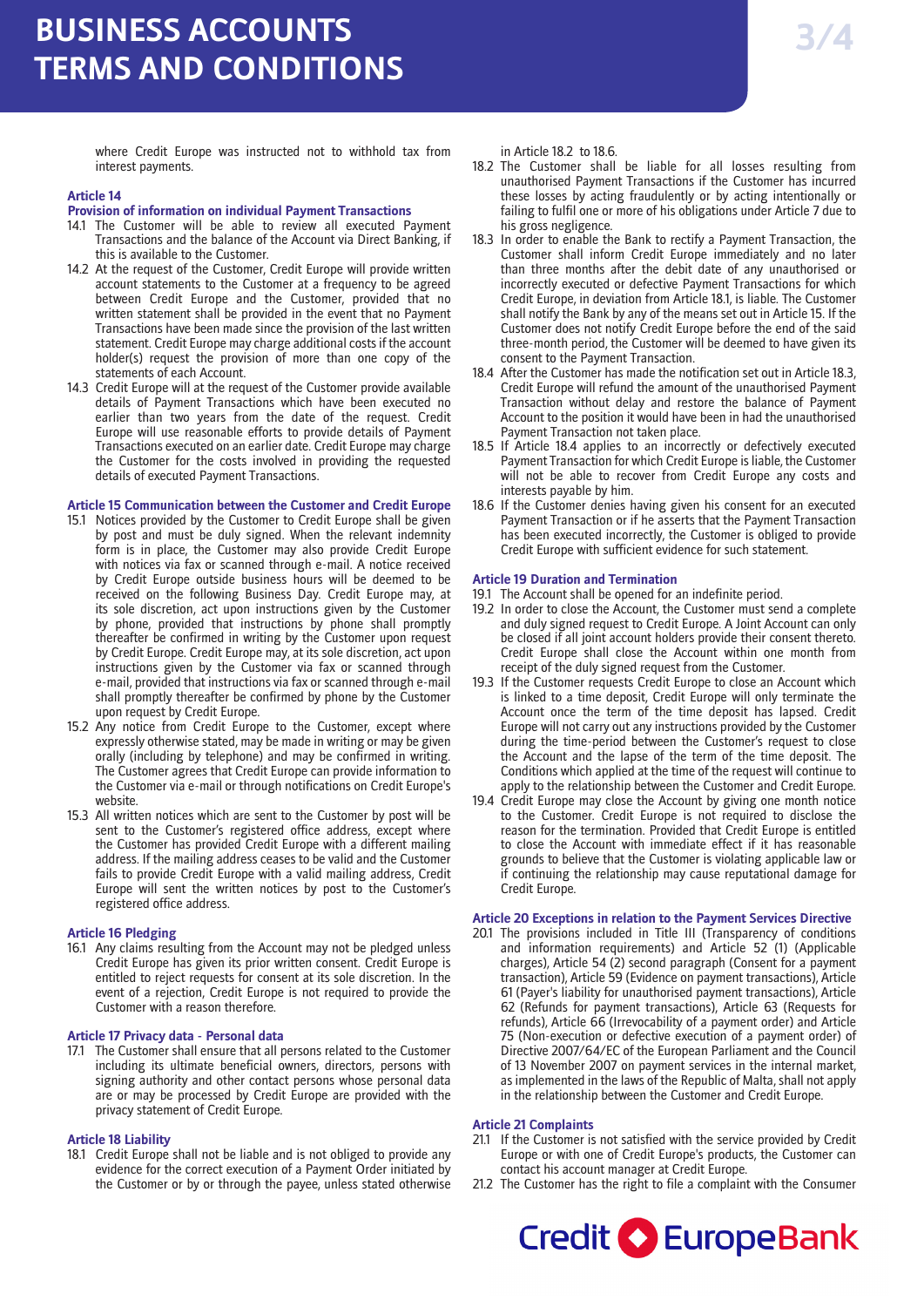where Credit Europe was instructed not to withhold tax from interest payments.

### Article 14
### Provision of information on individual Payment Transactions

14.1 The Customer will be able to review all executed Payment Transactions and the balance of the Account via Direct Banking, if this is available to the Customer.

14.2 At the request of the Customer, Credit Europe will provide written account statements to the Customer at a frequency to be agreed between Credit Europe and the Customer, provided that no written statement shall be provided in the event that no Payment Transactions have been made since the provision of the last written statement. Credit Europe may charge additional costs if the account holder(s) request the provision of more than one copy of the statements of each Account.

14.3 Credit Europe will at the request of the Customer provide available details of Payment Transactions which have been executed no earlier than two years from the date of the request. Credit Europe will use reasonable efforts to provide details of Payment Transactions executed on an earlier date. Credit Europe may charge the Customer for the costs involved in providing the requested details of executed Payment Transactions.

### Article 15 Communication between the Customer and Credit Europe

15.1 Notices provided by the Customer to Credit Europe shall be given by post and must be duly signed. When the relevant indemnity form is in place, the Customer may also provide Credit Europe with notices via fax or scanned through e-mail. A notice received by Credit Europe outside business hours will be deemed to be received on the following Business Day. Credit Europe may, at its sole discretion, act upon instructions given by the Customer by phone, provided that instructions by phone shall promptly thereafter be confirmed in writing by the Customer upon request by Credit Europe. Credit Europe may, at its sole discretion, act upon instructions given by the Customer via fax or scanned through e-mail, provided that instructions via fax or scanned through e-mail shall promptly thereafter be confirmed by phone by the Customer upon request by Credit Europe.

15.2 Any notice from Credit Europe to the Customer, except where expressly otherwise stated, may be made in writing or may be given orally (including by telephone) and may be confirmed in writing. The Customer agrees that Credit Europe can provide information to the Customer via e-mail or through notifications on Credit Europe's website.

15.3 All written notices which are sent to the Customer by post will be sent to the Customer's registered office address, except where the Customer has provided Credit Europe with a different mailing address. If the mailing address ceases to be valid and the Customer fails to provide Credit Europe with a valid mailing address, Credit Europe will sent the written notices by post to the Customer's registered office address.

### Article 16 Pledging

16.1 Any claims resulting from the Account may not be pledged unless Credit Europe has given its prior written consent. Credit Europe is entitled to reject requests for consent at its sole discretion. In the event of a rejection, Credit Europe is not required to provide the Customer with a reason therefore.

### Article 17 Privacy data - Personal data

17.1 The Customer shall ensure that all persons related to the Customer including its ultimate beneficial owners, directors, persons with signing authority and other contact persons whose personal data are or may be processed by Credit Europe are provided with the privacy statement of Credit Europe.

### Article 18 Liability

18.1 Credit Europe shall not be liable and is not obliged to provide any evidence for the correct execution of a Payment Order initiated by the Customer or by or through the payee, unless stated otherwise in Article 18.2 to 18.6.

18.2 The Customer shall be liable for all losses resulting from unauthorised Payment Transactions if the Customer has incurred these losses by acting fraudulently or by acting intentionally or failing to fulfil one or more of his obligations under Article 7 due to his gross negligence.

18.3 In order to enable the Bank to rectify a Payment Transaction, the Customer shall inform Credit Europe immediately and no later than three months after the debit date of any unauthorised or incorrectly executed or defective Payment Transactions for which Credit Europe, in deviation from Article 18.1, is liable. The Customer shall notify the Bank by any of the means set out in Article 15. If the Customer does not notify Credit Europe before the end of the said three-month period, the Customer will be deemed to have given its consent to the Payment Transaction.

18.4 After the Customer has made the notification set out in Article 18.3, Credit Europe will refund the amount of the unauthorised Payment Transaction without delay and restore the balance of Payment Account to the position it would have been in had the unauthorised Payment Transaction not taken place.

18.5 If Article 18.4 applies to an incorrectly or defectively executed Payment Transaction for which Credit Europe is liable, the Customer will not be able to recover from Credit Europe any costs and interests payable by him.

18.6 If the Customer denies having given his consent for an executed Payment Transaction or if he asserts that the Payment Transaction has been executed incorrectly, the Customer is obliged to provide Credit Europe with sufficient evidence for such statement.

### Article 19 Duration and Termination

19.1 The Account shall be opened for an indefinite period.

19.2 In order to close the Account, the Customer must send a complete and duly signed request to Credit Europe. A Joint Account can only be closed if all joint account holders provide their consent thereto. Credit Europe shall close the Account within one month from receipt of the duly signed request from the Customer.

19.3 If the Customer requests Credit Europe to close an Account which is linked to a time deposit, Credit Europe will only terminate the Account once the term of the time deposit has lapsed. Credit Europe will not carry out any instructions provided by the Customer during the time-period between the Customer's request to close the Account and the lapse of the term of the time deposit. The Conditions which applied at the time of the request will continue to apply to the relationship between the Customer and Credit Europe.

19.4 Credit Europe may close the Account by giving one month notice to the Customer. Credit Europe is not required to disclose the reason for the termination. Provided that Credit Europe is entitled to close the Account with immediate effect if it has reasonable grounds to believe that the Customer is violating applicable law or if continuing the relationship may cause reputational damage for Credit Europe.

### Article 20 Exceptions in relation to the Payment Services Directive

20.1 The provisions included in Title III (Transparency of conditions and information requirements) and Article 52 (1) (Applicable charges), Article 54 (2) second paragraph (Consent for a payment transaction), Article 59 (Evidence on payment transactions), Article 61 (Payer's liability for unauthorised payment transactions), Article 62 (Refunds for payment transactions), Article 63 (Requests for refunds), Article 66 (Irrevocability of a payment order) and Article 75 (Non-execution or defective execution of a payment order) of Directive 2007/64/EC of the European Parliament and the Council of 13 November 2007 on payment services in the internal market, as implemented in the laws of the Republic of Malta, shall not apply in the relationship between the Customer and Credit Europe.

### Article 21 Complaints

21.1 If the Customer is not satisfied with the service provided by Credit Europe or with one of Credit Europe's products, the Customer can contact his account manager at Credit Europe.

21.2 The Customer has the right to file a complaint with the Consumer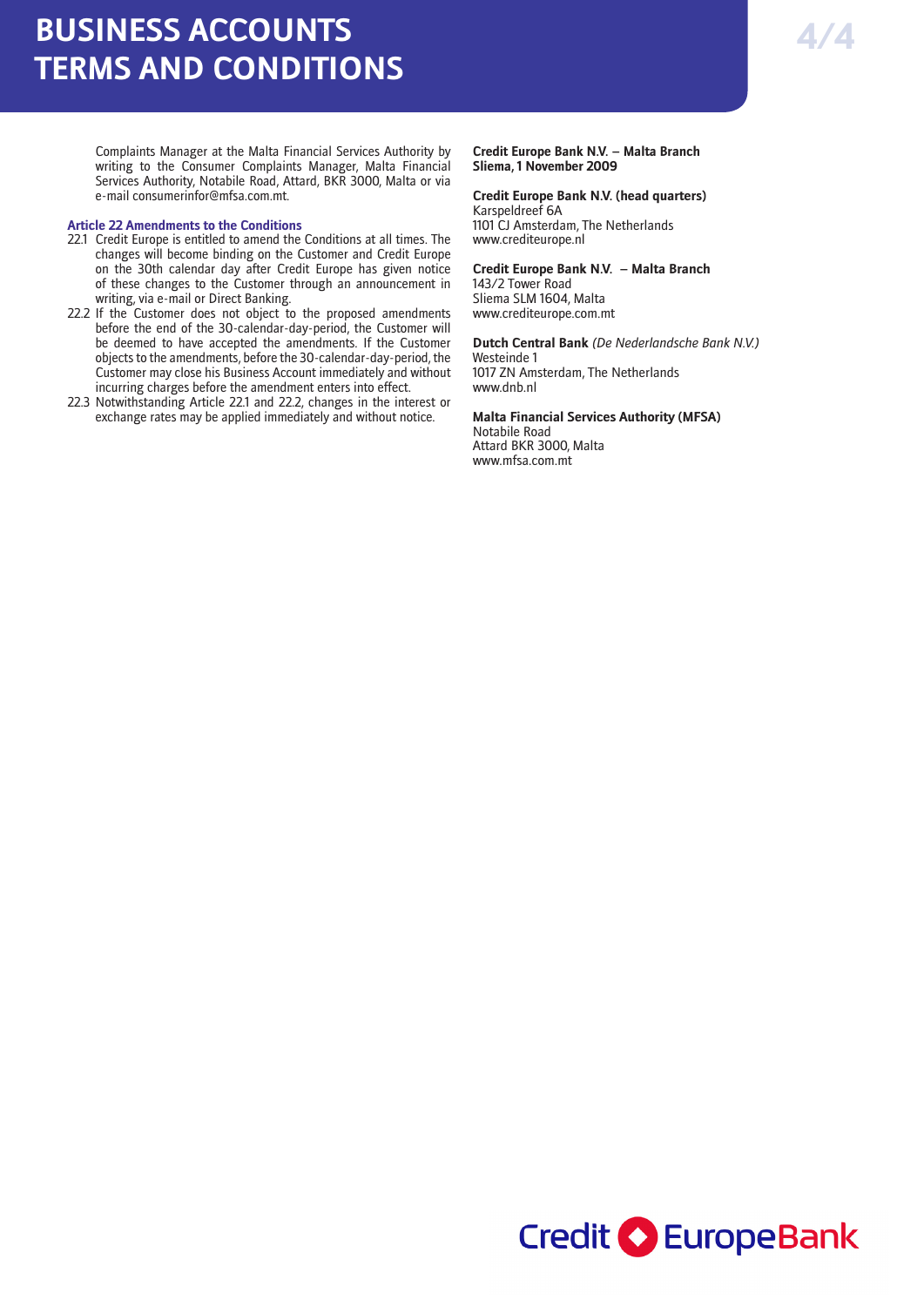Complaints Manager at the Malta Financial Services Authority by writing to the Consumer Complaints Manager, Malta Financial Services Authority, Notabile Road, Attard, BKR 3000, Malta or via e-mail consumerinfor@mfsa.com.mt.

### Article 22 Amendments to the Conditions

22.1 Credit Europe is entitled to amend the Conditions at all times. The changes will become binding on the Customer and Credit Europe on the 30th calendar day after Credit Europe has given notice of these changes to the Customer through an announcement in writing, via e-mail or Direct Banking.

22.2 If the Customer does not object to the proposed amendments before the end of the 30-calendar-day-period, the Customer will be deemed to have accepted the amendments. If the Customer objects to the amendments, before the 30-calendar-day-period, the Customer may close his Business Account immediately and without incurring charges before the amendment enters into effect.

22.3 Notwithstanding Article 22.1 and 22.2, changes in the interest or exchange rates may be applied immediately and without notice.

**Credit Europe Bank N.V. – Malta Branch**
**Sliema, 1 November 2009**

**Credit Europe Bank N.V. (head quarters)**
Karspeldreef 6A
1101 CJ Amsterdam, The Netherlands
www.crediteurope.nl

**Credit Europe Bank N.V. – Malta Branch**
143/2 Tower Road
Sliema SLM 1604, Malta
www.crediteurope.com.mt

**Dutch Central Bank** *(De Nederlandsche Bank N.V.)*
Westeinde 1
1017 ZN Amsterdam, The Netherlands
www.dnb.nl

**Malta Financial Services Authority (MFSA)**
Notabile Road
Attard BKR 3000, Malta
www.mfsa.com.mt